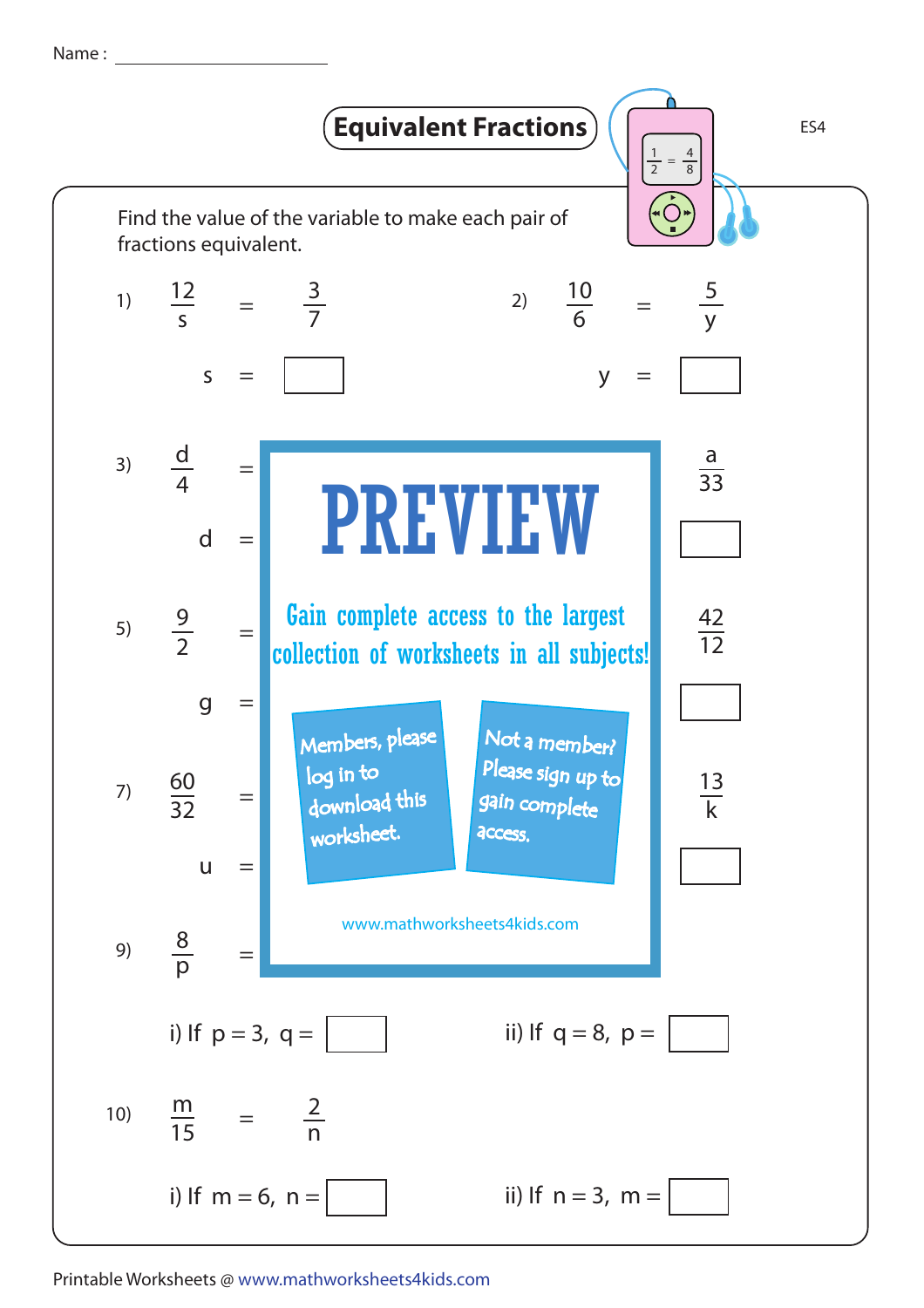Name : ____________________

# Equivalent Fractions

ES4

Find the value of the variable to make each pair of fractions equivalent.

1) $\dfrac{12}{s} = \dfrac{3}{7}$

$s = \square$

2) $\dfrac{10}{6} = \dfrac{5}{y}$

$y = \square$

3) $\dfrac{d}{4} =$ ... $\dfrac{a}{33}$

$d =$ ... $\square$

5) $\dfrac{9}{2} =$ ... $\dfrac{42}{12}$

$g =$ ... $\square$

7) $\dfrac{60}{32} =$ ... $\dfrac{13}{k}$

$u =$ ... $\square$

9) $\dfrac{8}{p} =$

i) If $p = 3,\ q = \square$

ii) If $q = 8,\ p = \square$

10) $\dfrac{m}{15} = \dfrac{2}{n}$

i) If $m = 6,\ n = \square$

ii) If $n = 3,\ m = \square$

PREVIEW

Gain complete access to the largest collection of worksheets in all subjects!

Members, please log in to download this worksheet.

Not a member? Please sign up to gain complete access.

www.mathworksheets4kids.com

Printable Worksheets @ www.mathworksheets4kids.com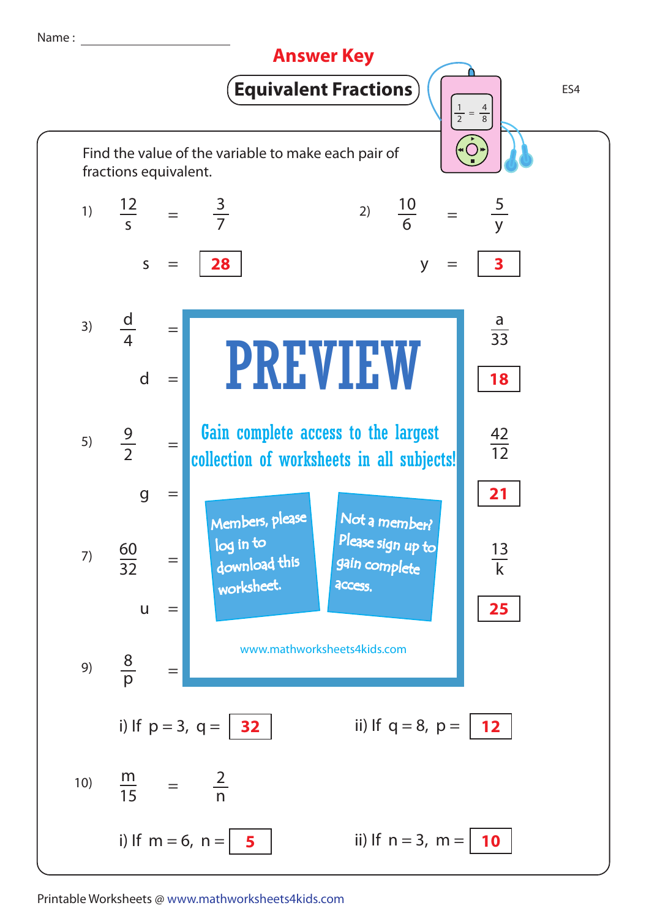Name :

# Answer Key

## Equivalent Fractions

ES4

Find the value of the variable to make each pair of fractions equivalent.

1) $\frac{12}{s} = \frac{3}{7}$

$s =$ **28**

2) $\frac{10}{6} = \frac{5}{y}$

$y =$ **3**

3) $\frac{d}{4} =$ ... $\frac{a}{33}$

$d =$ ... **18**

5) $\frac{9}{2} =$ ... $\frac{42}{12}$

$g =$ ... **21**

7) $\frac{60}{32} =$ ... $\frac{13}{k}$

$u =$ ... **25**

9) $\frac{8}{p} =$

i) If $p = 3$, $q =$ **32**

ii) If $q = 8$, $p =$ **12**

10) $\frac{m}{15} = \frac{2}{n}$

i) If $m = 6$, $n =$ **5**

ii) If $n = 3$, $m =$ **10**

PREVIEW

Gain complete access to the largest collection of worksheets in all subjects!

Members, please log in to download this worksheet.

Not a member? Please sign up to gain complete access.

www.mathworksheets4kids.com

Printable Worksheets @ www.mathworksheets4kids.com